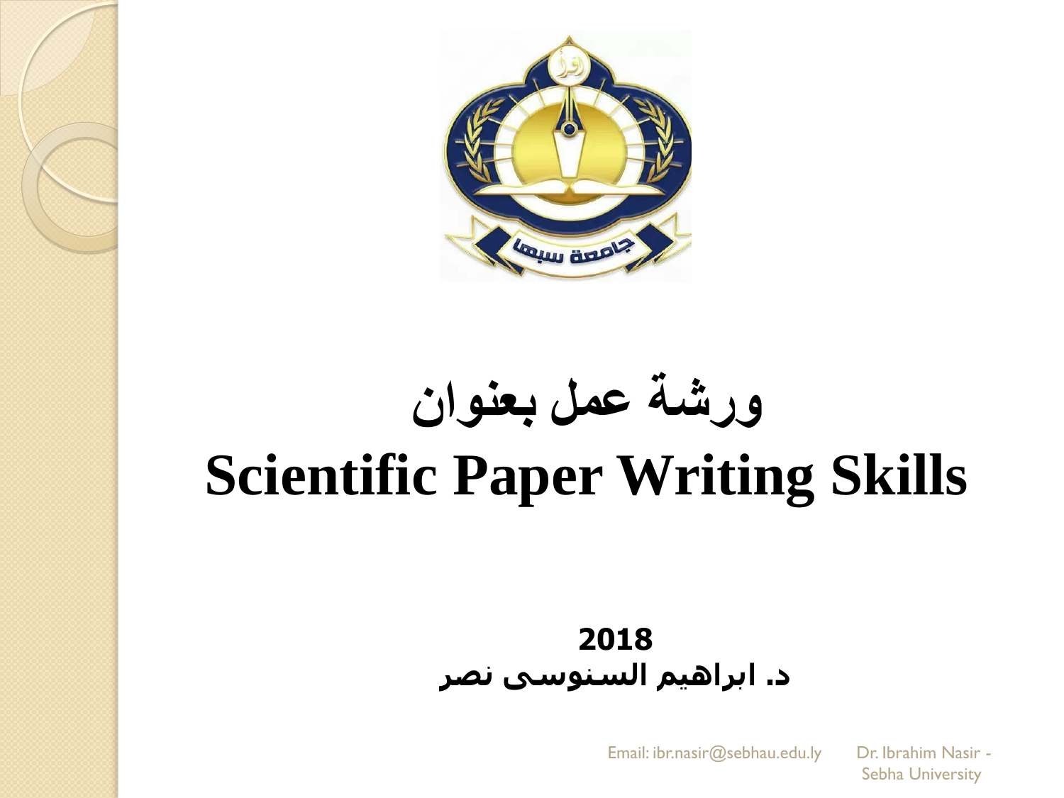# ورشة عمل بعنوان

# Scientific Paper Writing Skills

**2018**

**د. ابراهيم السنوسى نصر**

Email: ibr.nasir@sebhau.edu.ly

Dr. Ibrahim Nasir - Sebha University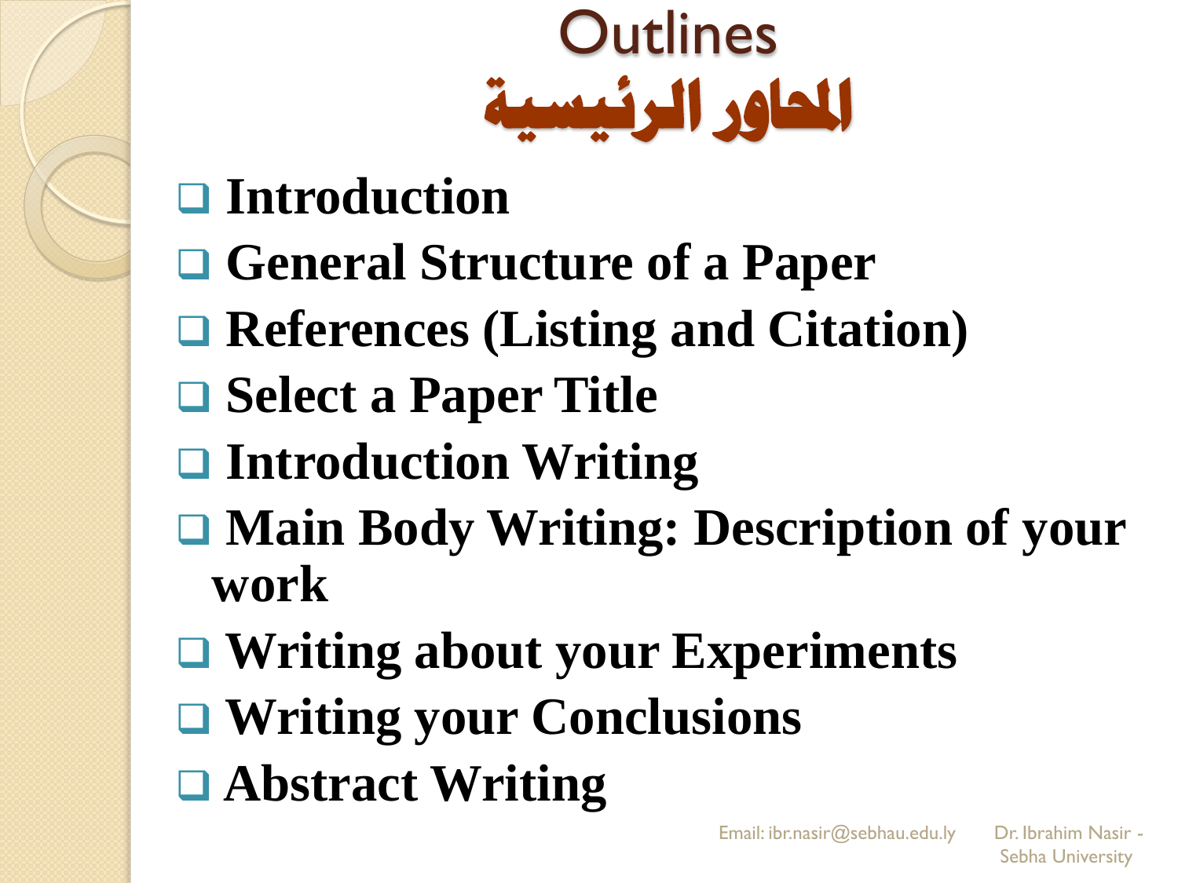# Outlines

# المحاور الرئيسية

- **Introduction**
- **General Structure of a Paper**
- **References (Listing and Citation)**
- **Select a Paper Title**
- **Introduction Writing**
- **Main Body Writing: Description of your work**
- **Writing about your Experiments**
- **Writing your Conclusions**
- **Abstract Writing**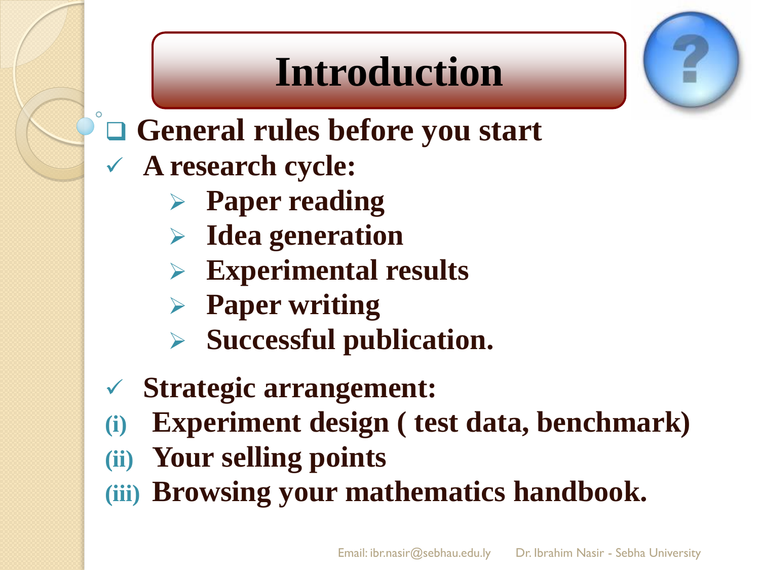# Introduction

- **General rules before you start**
- **A research cycle:**
  - **Paper reading**
  - **Idea generation**
  - **Experimental results**
  - **Paper writing**
  - **Successful publication.**
- **Strategic arrangement:**

(i) **Experiment design ( test data, benchmark)**

(ii) **Your selling points**

(iii) **Browsing your mathematics handbook.**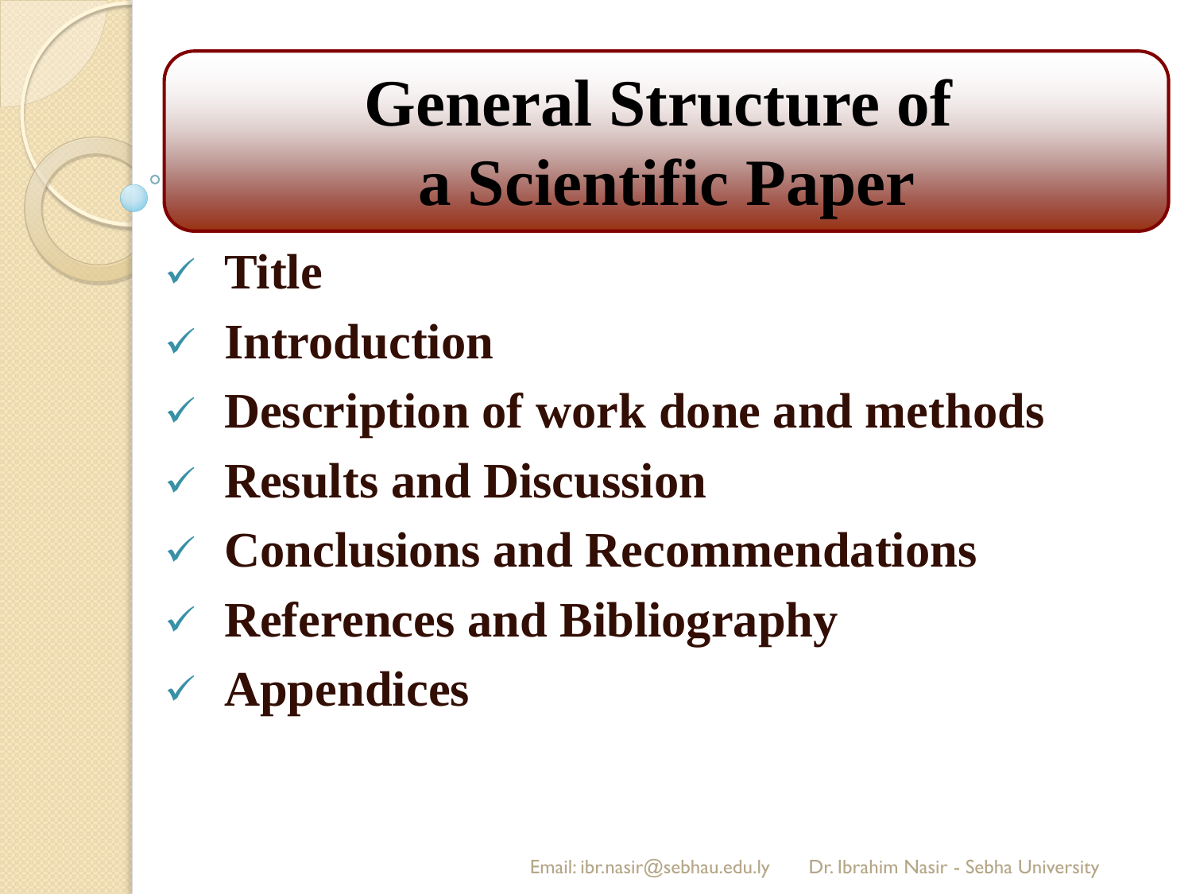# General Structure of a Scientific Paper

- Title
- Introduction
- Description of work done and methods
- Results and Discussion
- Conclusions and Recommendations
- References and Bibliography
- Appendices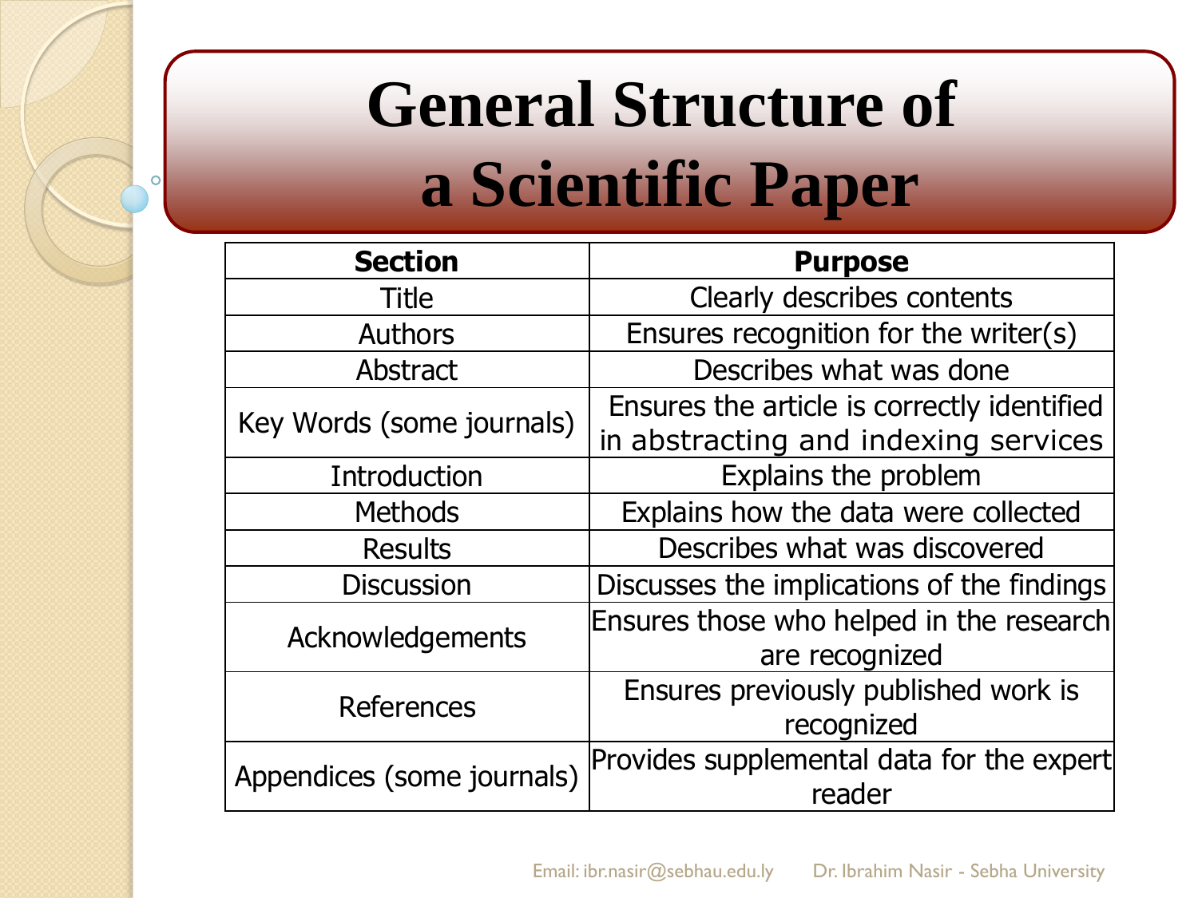# General Structure of a Scientific Paper

| Section | Purpose |
|---|---|
| Title | Clearly describes contents |
| Authors | Ensures recognition for the writer(s) |
| Abstract | Describes what was done |
| Key Words (some journals) | Ensures the article is correctly identified in abstracting and indexing services |
| Introduction | Explains the problem |
| Methods | Explains how the data were collected |
| Results | Describes what was discovered |
| Discussion | Discusses the implications of the findings |
| Acknowledgements | Ensures those who helped in the research are recognized |
| References | Ensures previously published work is recognized |
| Appendices (some journals) | Provides supplemental data for the expert reader |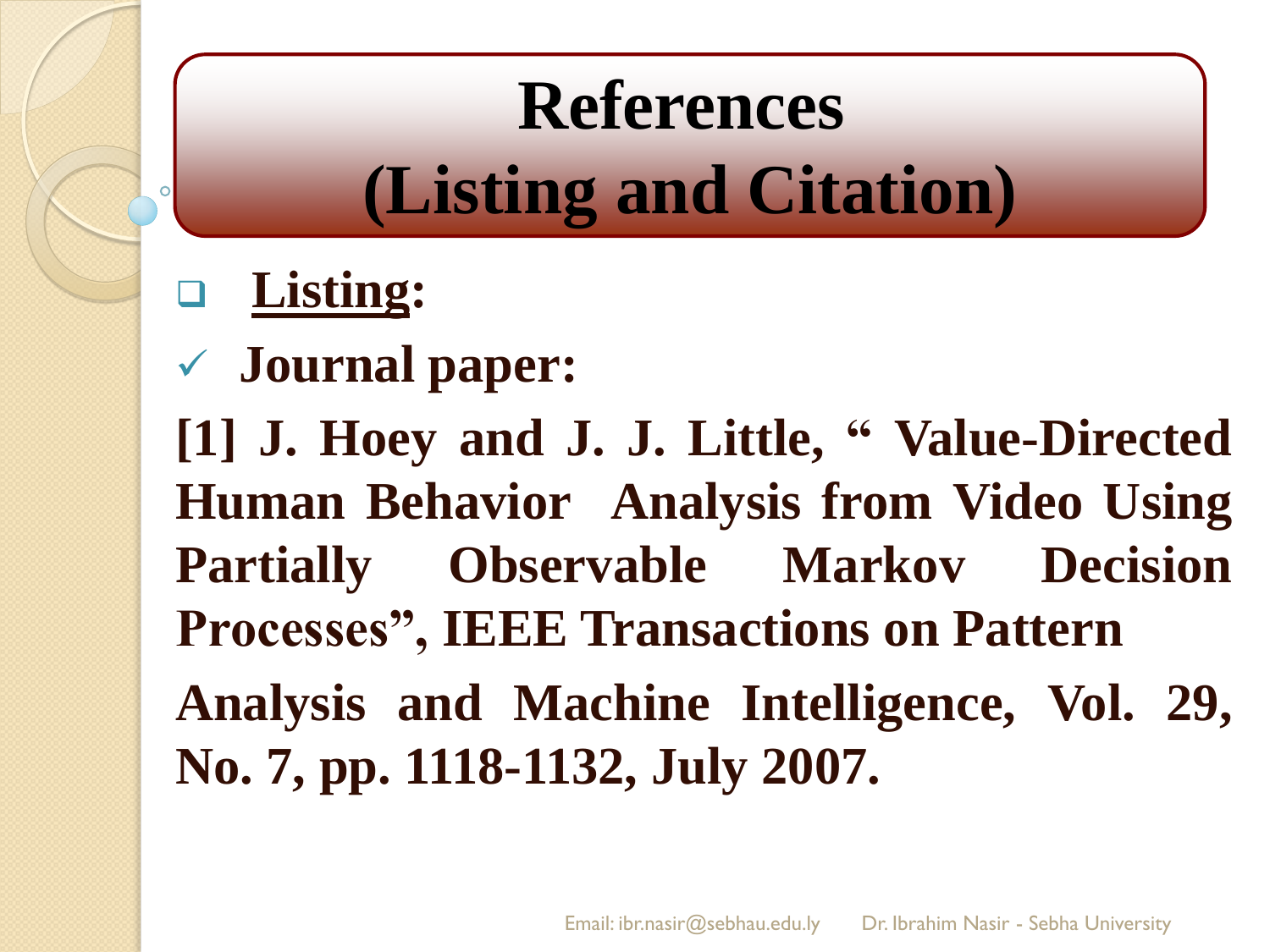# References (Listing and Citation)

- **Listing:**

  - **Journal paper:**

**[1] J. Hoey and J. J. Little, " Value-Directed Human Behavior Analysis from Video Using Partially Observable Markov Decision Processes", IEEE Transactions on Pattern Analysis and Machine Intelligence, Vol. 29, No. 7, pp. 1118-1132, July 2007.**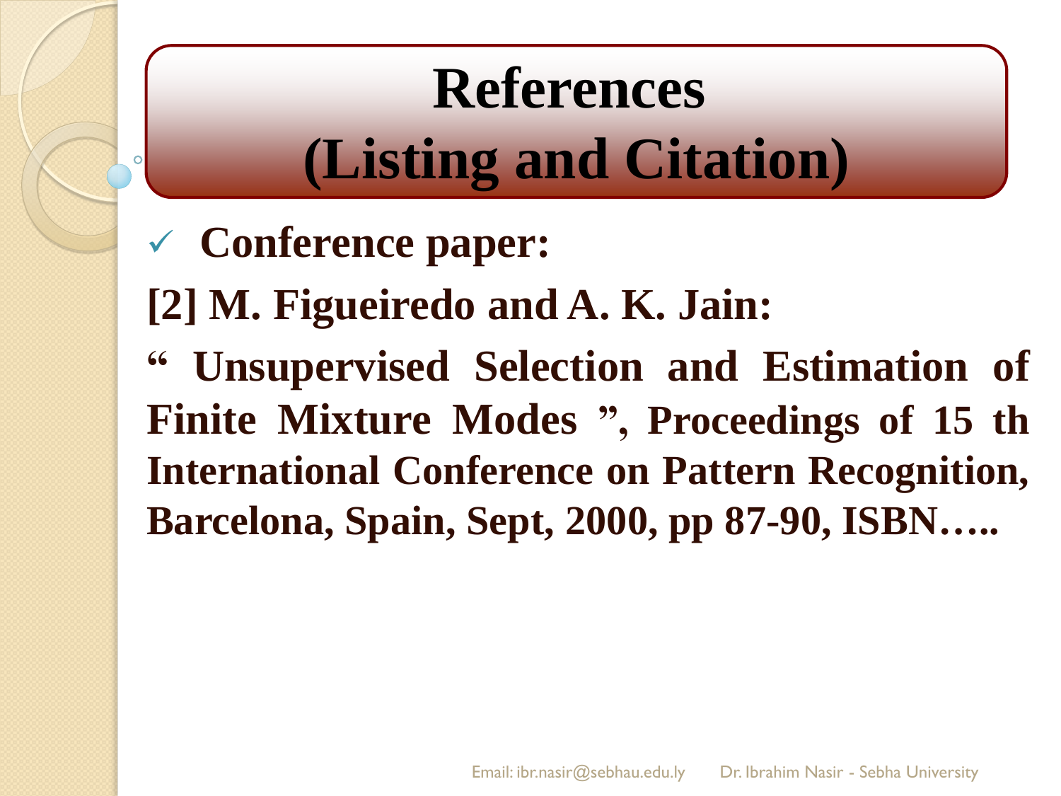# References (Listing and Citation)

- ✓ **Conference paper:**

**[2] M. Figueiredo and A. K. Jain:**

**" Unsupervised Selection and Estimation of Finite Mixture Modes ", Proceedings of 15 th International Conference on Pattern Recognition, Barcelona, Spain, Sept, 2000, pp 87-90, ISBN…..**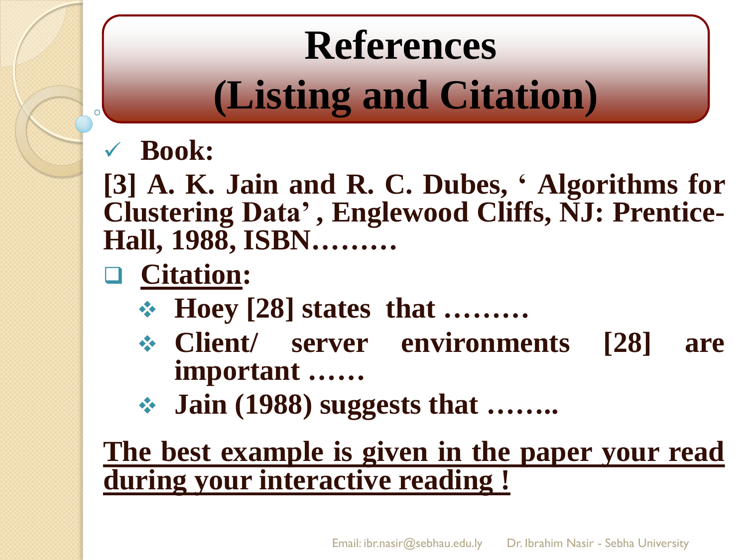# References (Listing and Citation)

- ✓ **Book:**

**[3] A. K. Jain and R. C. Dubes, ‘ Algorithms for Clustering Data’ , Englewood Cliffs, NJ: Prentice-Hall, 1988, ISBN………**

- **Citation:**
  - **Hoey [28] states that ………**
  - **Client/ server environments [28] are important ……**
  - **Jain (1988) suggests that ……..**

**The best example is given in the paper your read during your interactive reading !**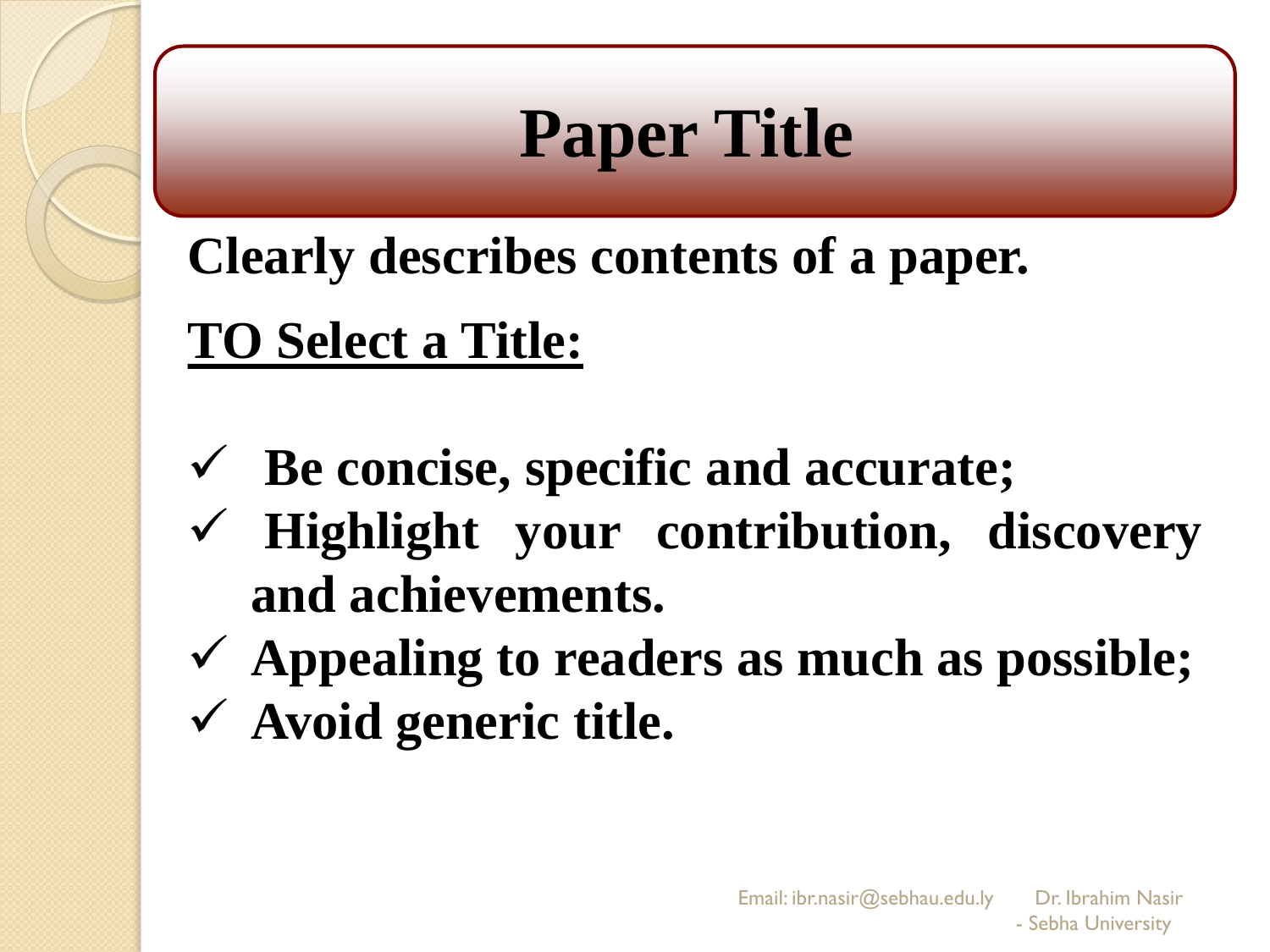# Paper Title

**Clearly describes contents of a paper.**

**<u>TO Select a Title:</u>**

- ✓ **Be concise, specific and accurate;**
- ✓ **Highlight your contribution, discovery and achievements.**
- ✓ **Appealing to readers as much as possible;**
- ✓ **Avoid generic title.**

Email: ibr.nasir@sebhau.edu.ly Dr. Ibrahim Nasir - Sebha University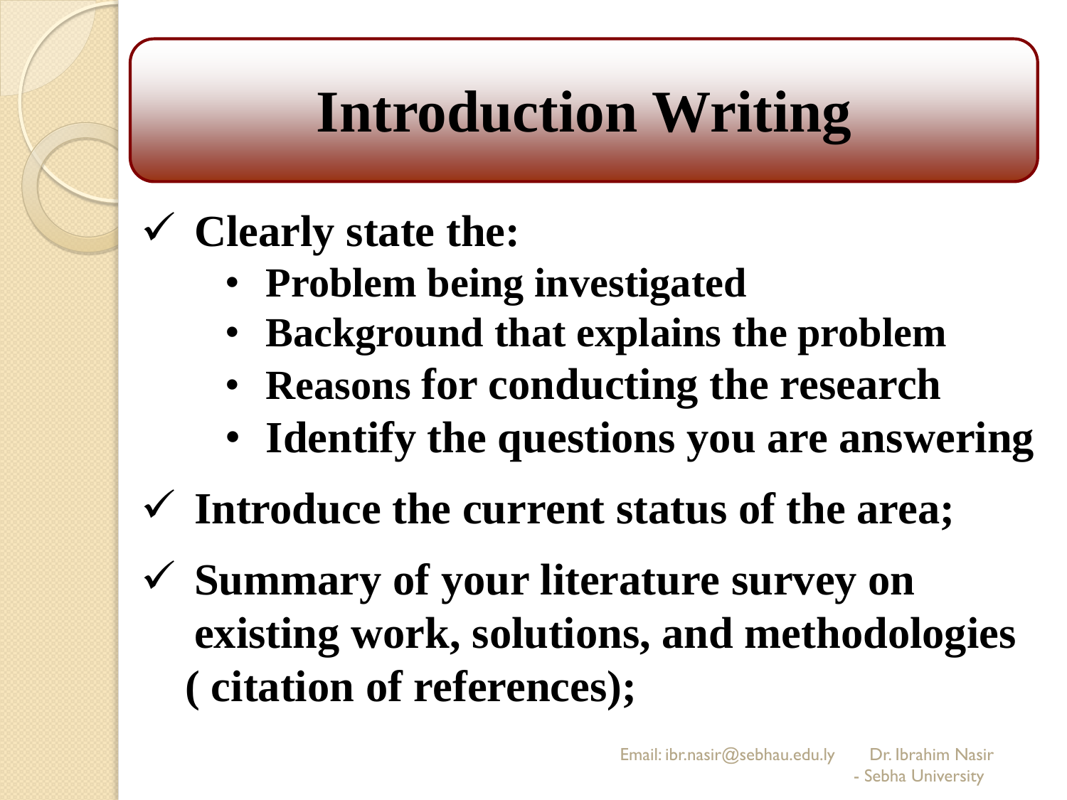# Introduction Writing

- ✓ **Clearly state the:**
  - **Problem being investigated**
  - **Background that explains the problem**
  - **Reasons for conducting the research**
  - **Identify the questions you are answering**
- ✓ **Introduce the current status of the area;**
- ✓ **Summary of your literature survey on existing work, solutions, and methodologies ( citation of references);**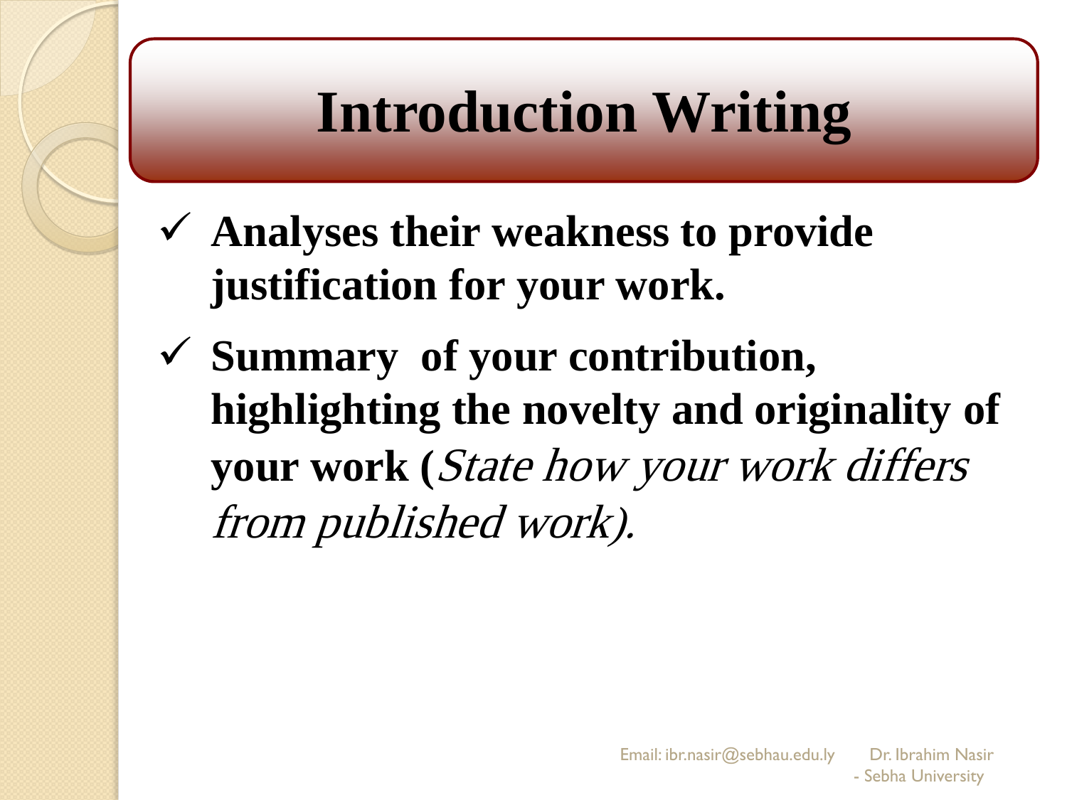# Introduction Writing

- ✓ **Analyses their weakness to provide justification for your work.**
- ✓ **Summary of your contribution, highlighting the novelty and originality of your work (***State how your work differs from published work).*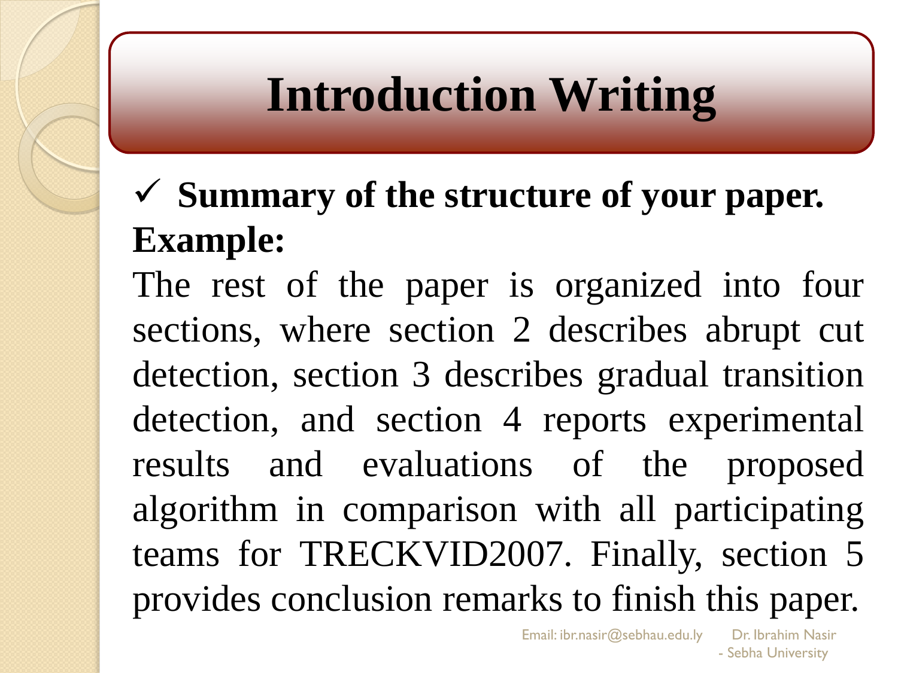# Introduction Writing

- ✓ **Summary of the structure of your paper.**

**Example:**

The rest of the paper is organized into four sections, where section 2 describes abrupt cut detection, section 3 describes gradual transition detection, and section 4 reports experimental results and evaluations of the proposed algorithm in comparison with all participating teams for TRECKVID2007. Finally, section 5 provides conclusion remarks to finish this paper.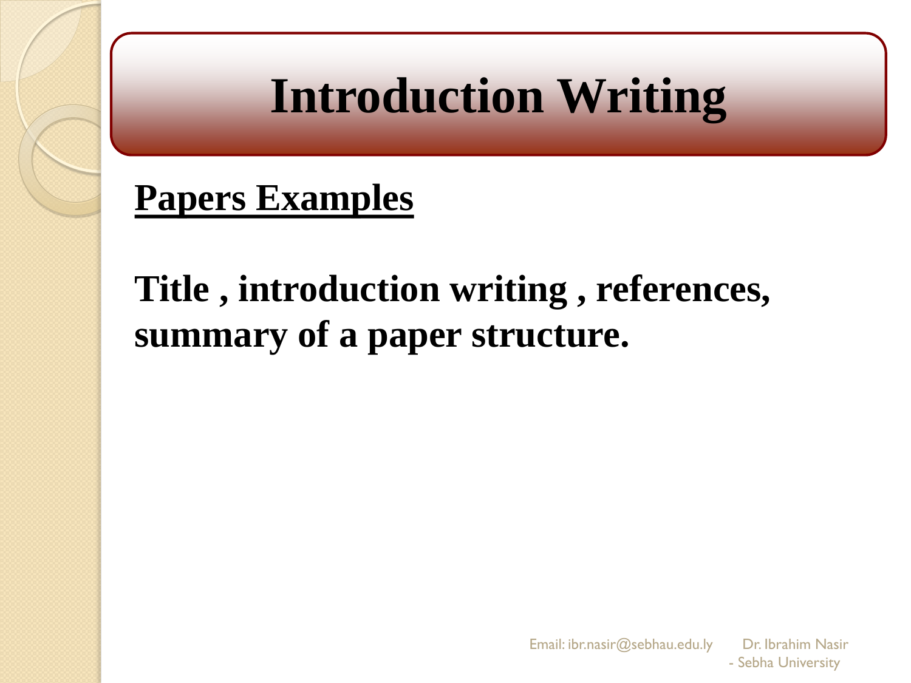# Introduction Writing

**<u>Papers Examples</u>**

**Title , introduction writing , references, summary of a paper structure.**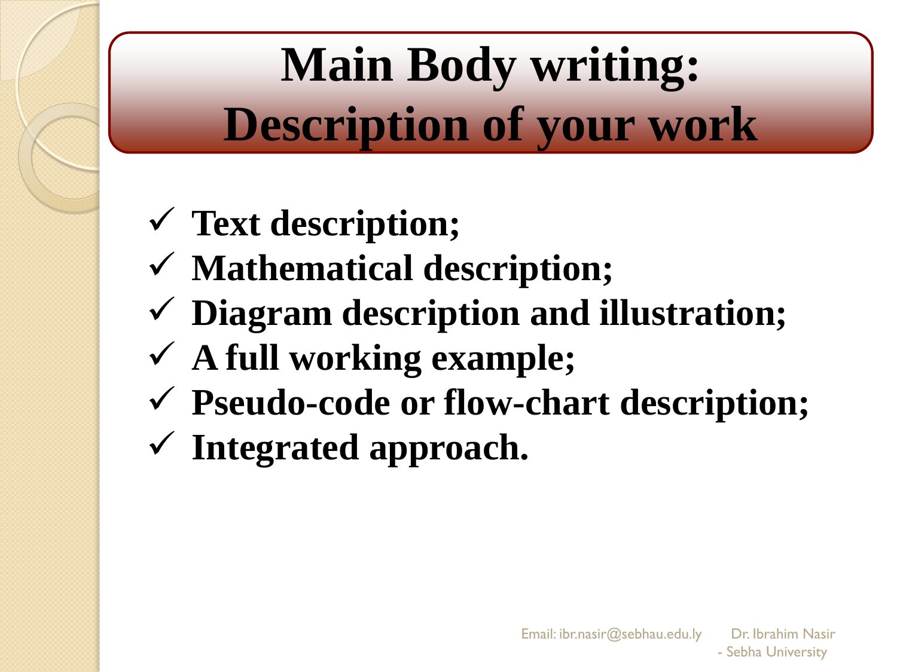# Main Body writing: Description of your work

- ✓ **Text description;**
- ✓ **Mathematical description;**
- ✓ **Diagram description and illustration;**
- ✓ **A full working example;**
- ✓ **Pseudo-code or flow-chart description;**
- ✓ **Integrated approach.**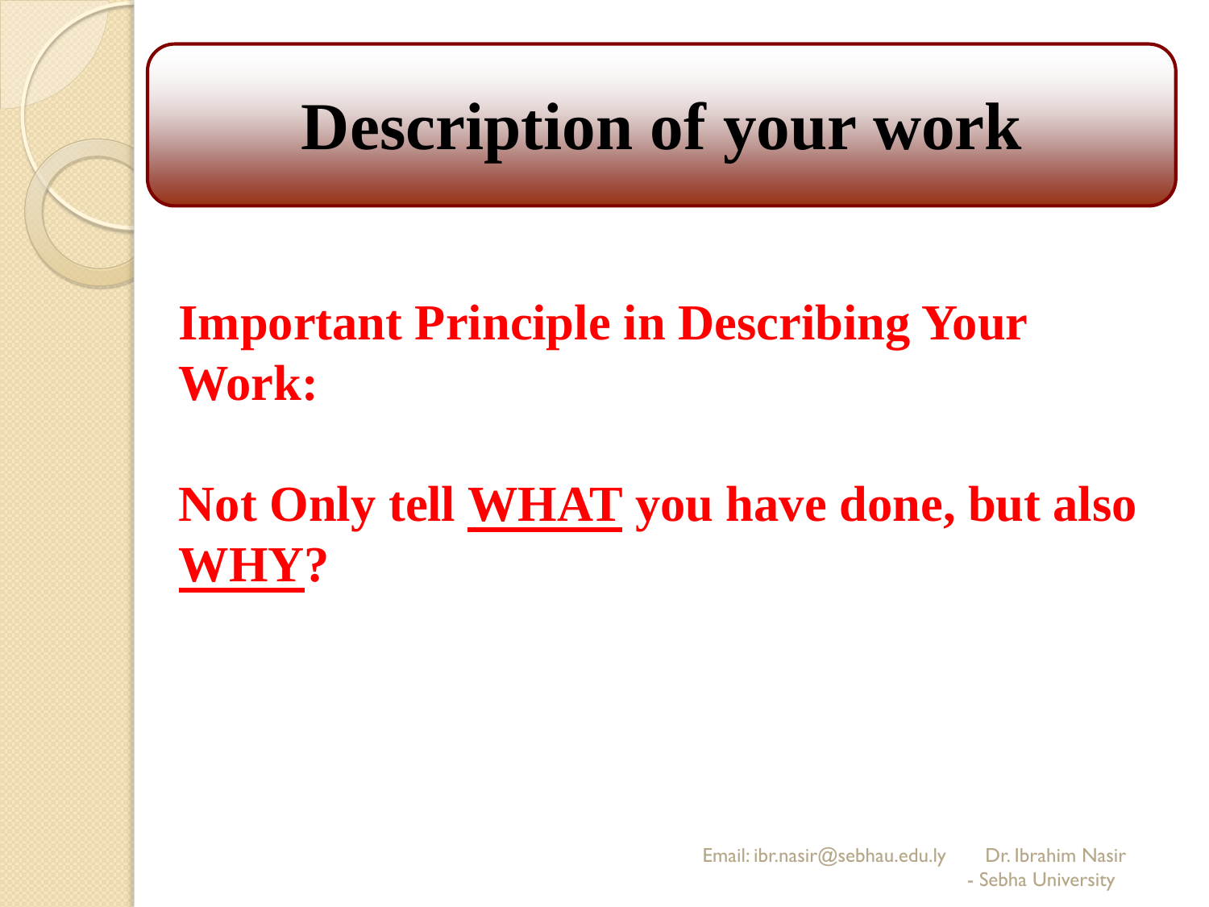# Description of your work

**Important Principle in Describing Your Work:**

**Not Only tell <u>WHAT</u> you have done, but also <u>WHY</u>?**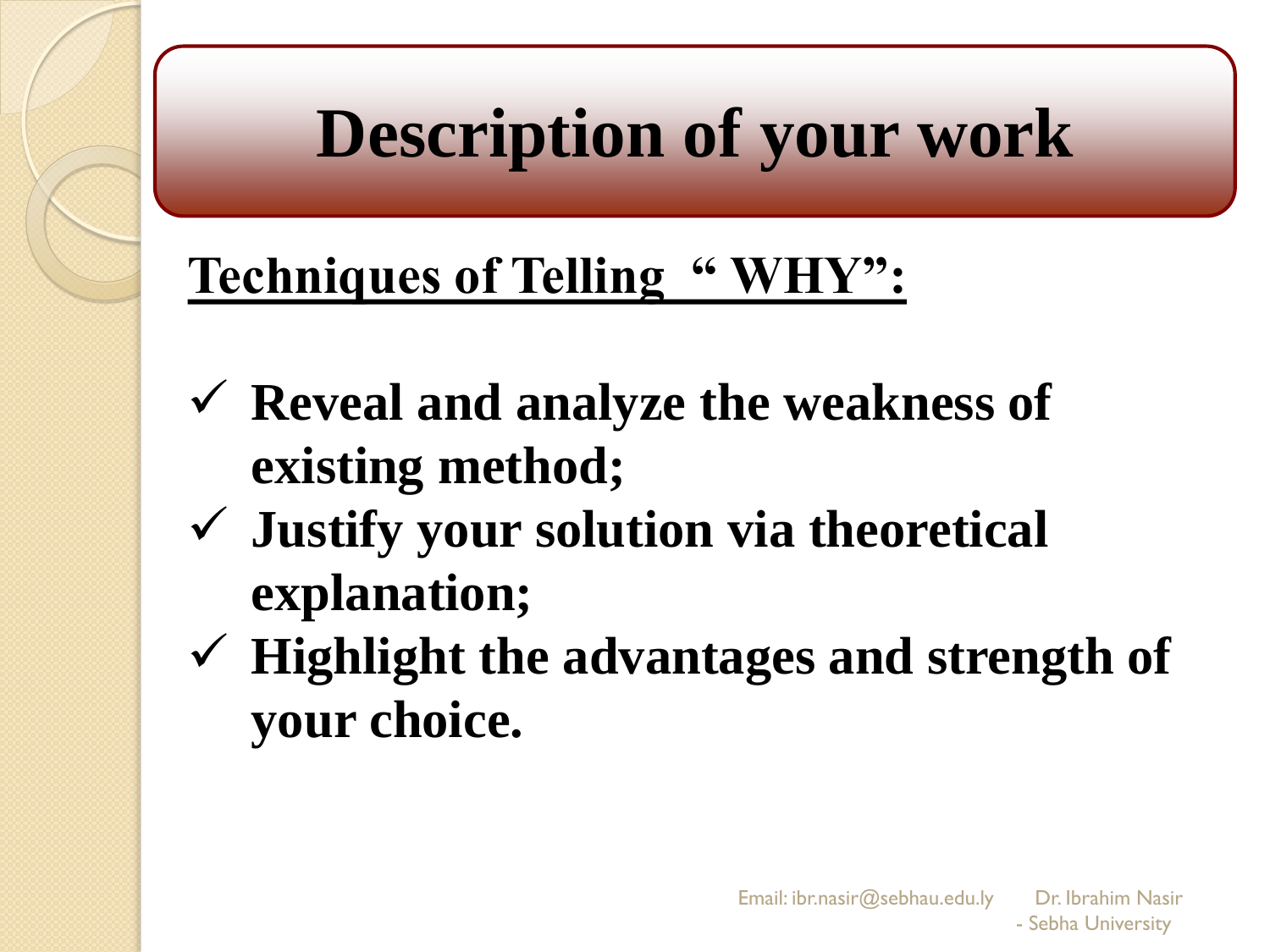# Description of your work

**Techniques of Telling “ WHY”:**

- ✓ **Reveal and analyze the weakness of existing method;**
- ✓ **Justify your solution via theoretical explanation;**
- ✓ **Highlight the advantages and strength of your choice.**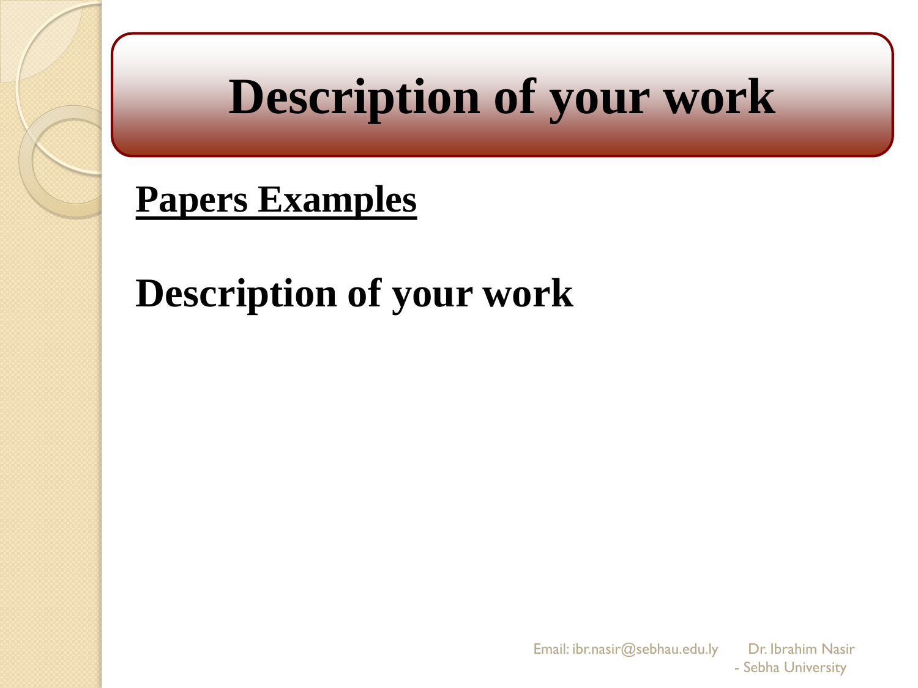# Description of your work

**Papers Examples**

## Description of your work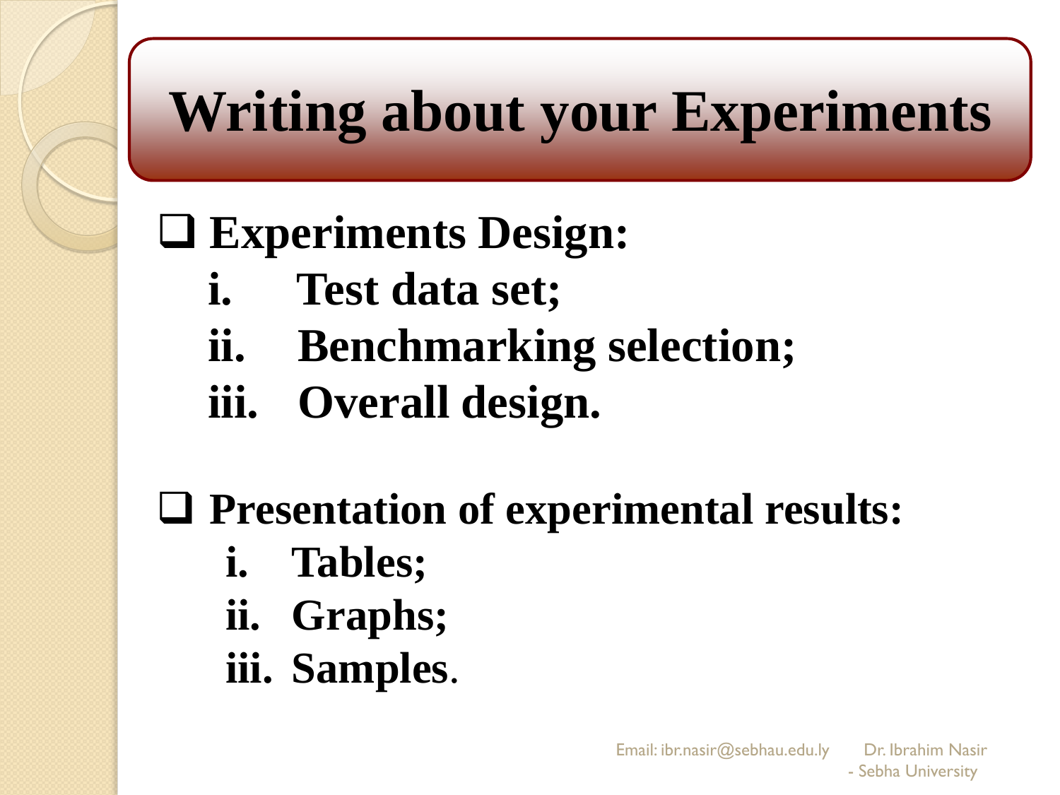# Writing about your Experiments

- **Experiments Design:**
  1. **Test data set;**
  2. **Benchmarking selection;**
  3. **Overall design.**

- **Presentation of experimental results:**
  1. **Tables;**
  2. **Graphs;**
  3. **Samples.**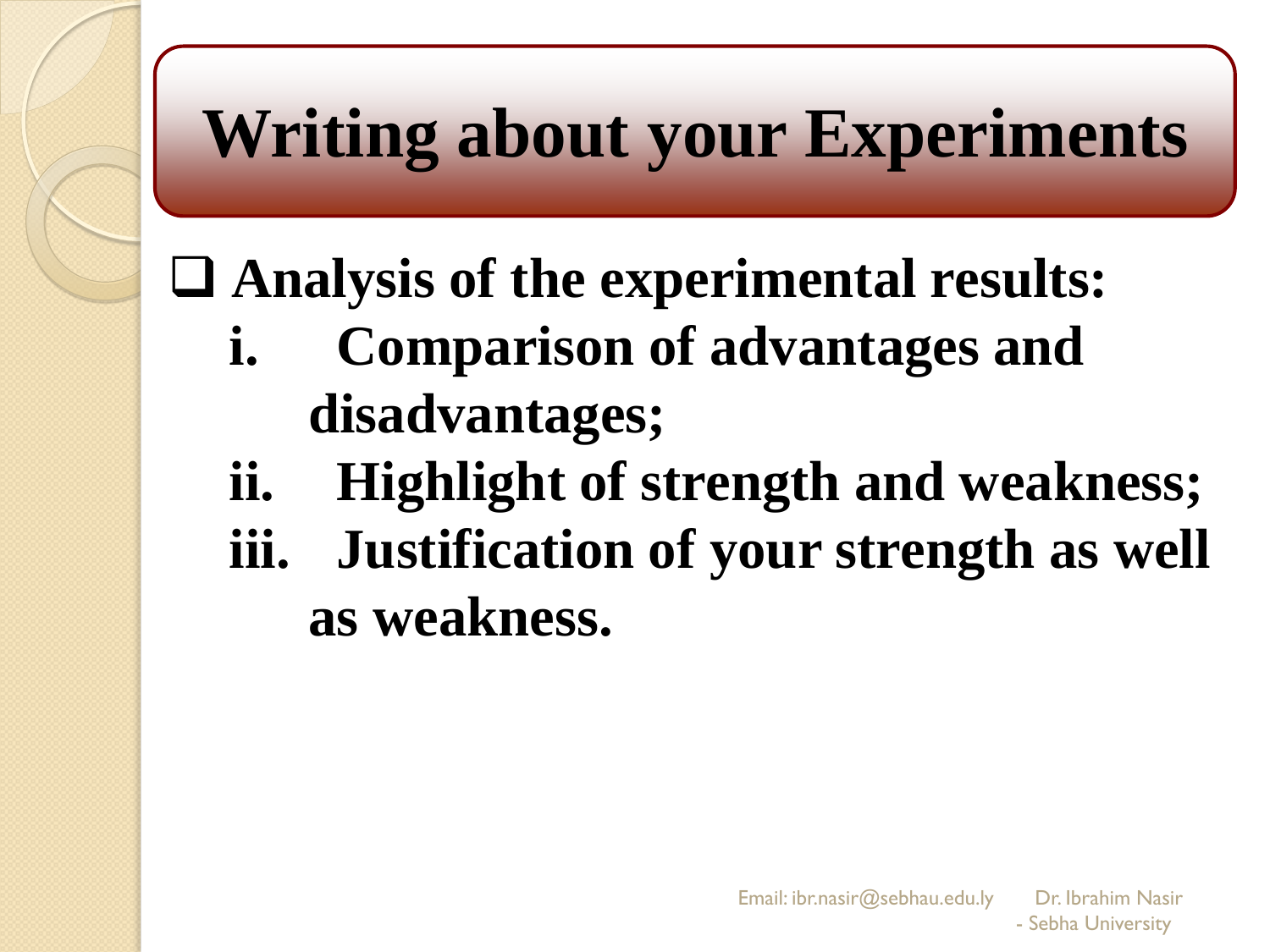# Writing about your Experiments

- **Analysis of the experimental results:**
  - **i. Comparison of advantages and disadvantages;**
  - **ii. Highlight of strength and weakness;**
  - **iii. Justification of your strength as well as weakness.**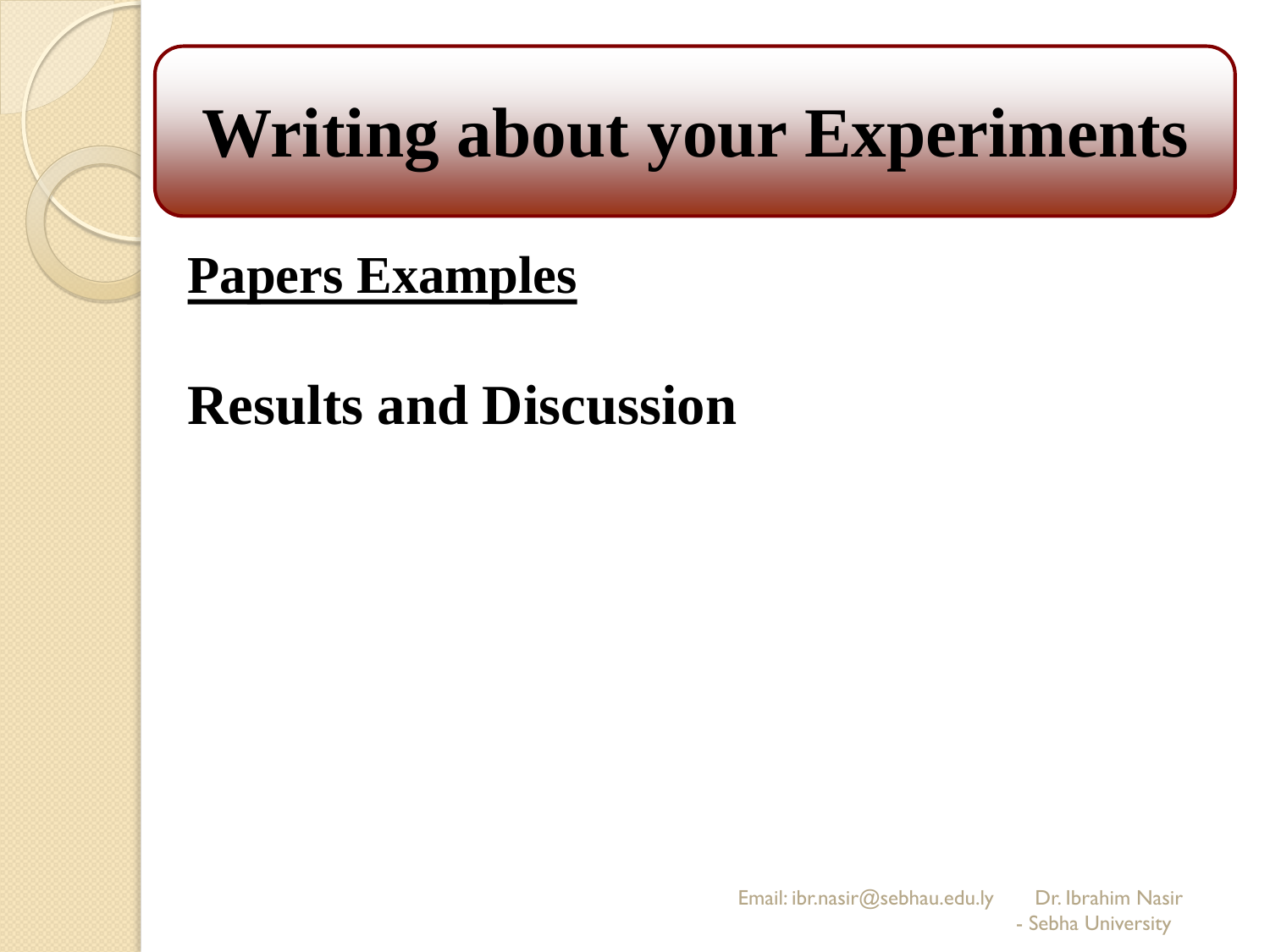# Writing about your Experiments

**<u>Papers Examples</u>**

## Results and Discussion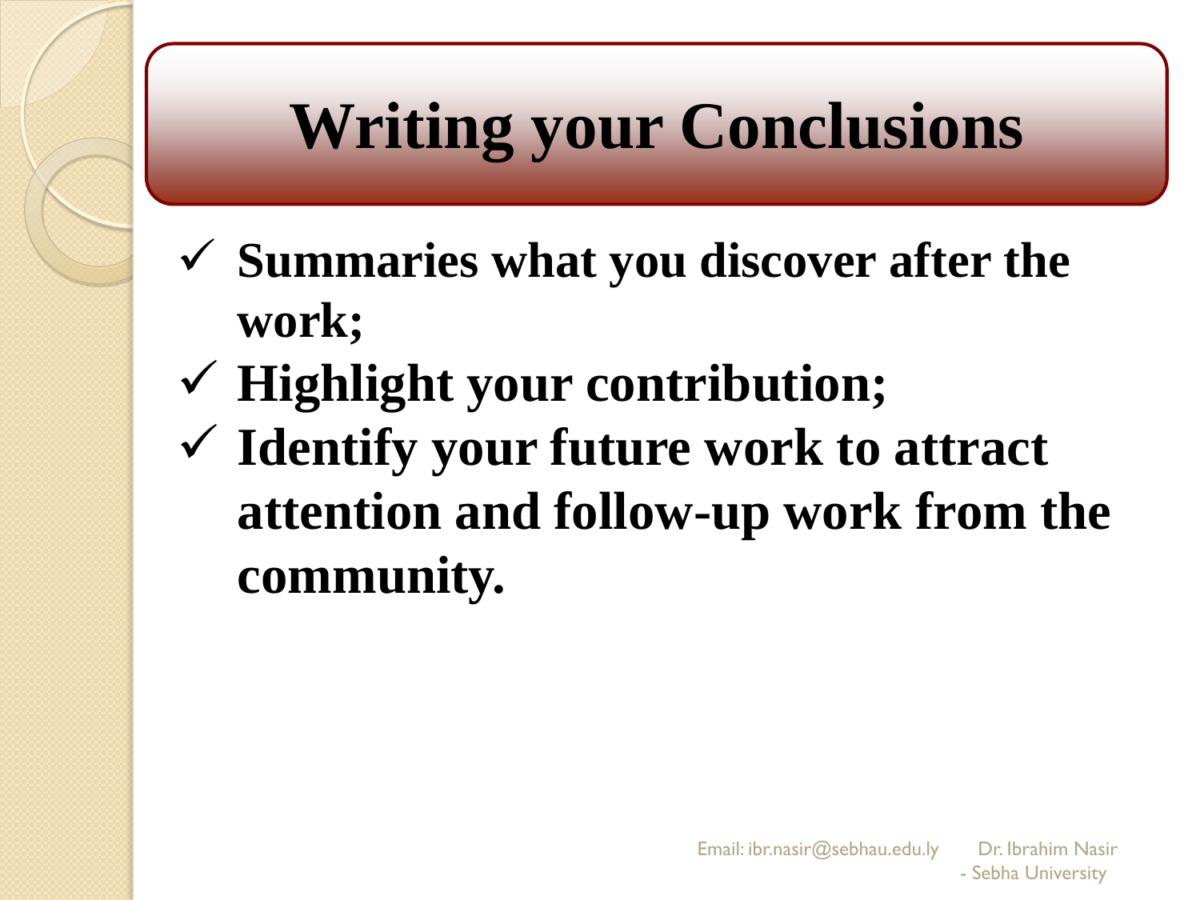# Writing your Conclusions

- ✓ **Summaries what you discover after the work;**
- ✓ **Highlight your contribution;**
- ✓ **Identify your future work to attract attention and follow-up work from the community.**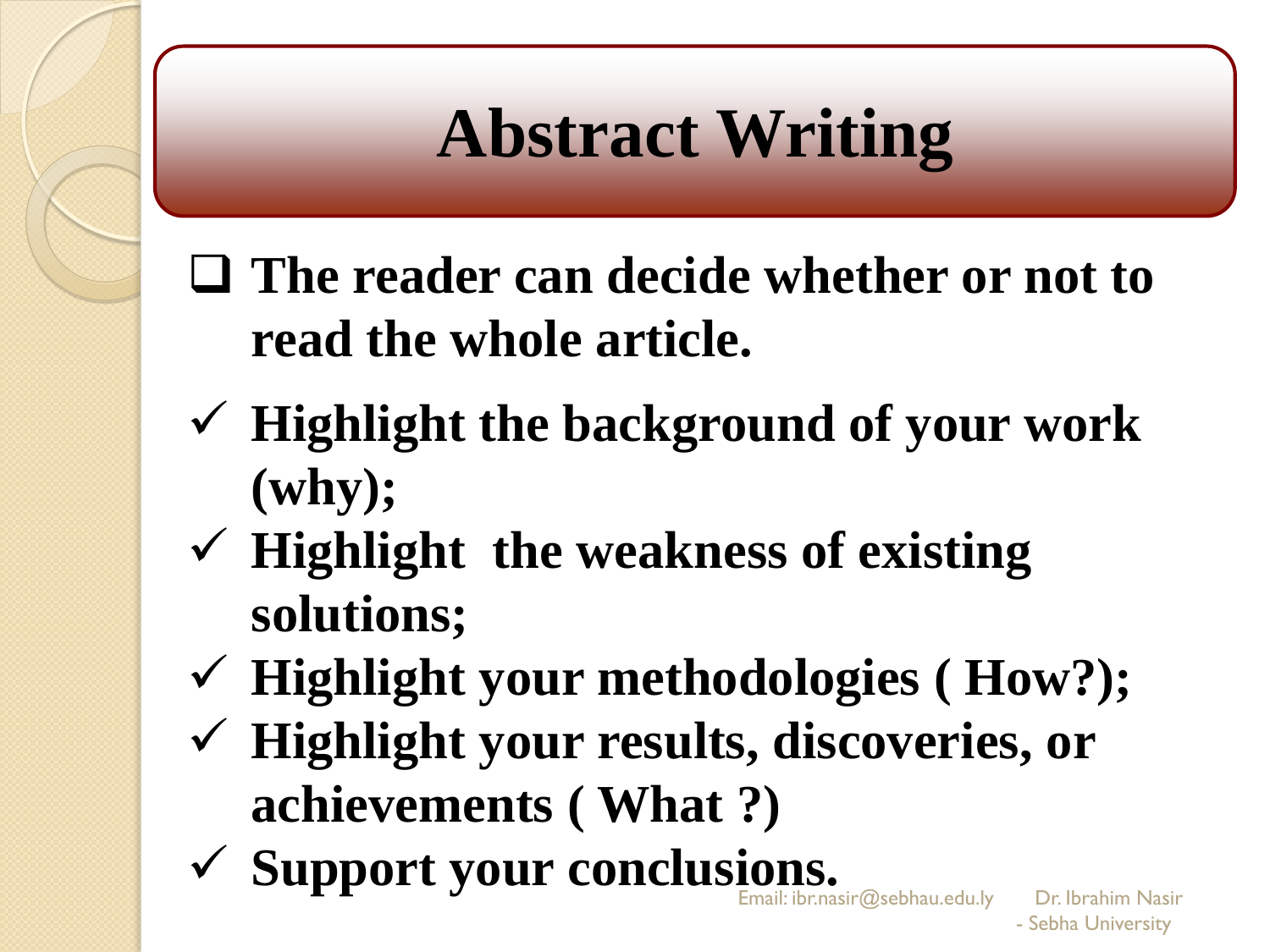# Abstract Writing

- The reader can decide whether or not to read the whole article.

- ✓ Highlight the background of your work (why);
- ✓ Highlight the weakness of existing solutions;
- ✓ Highlight your methodologies ( How?);
- ✓ Highlight your results, discoveries, or achievements ( What ?)
- ✓ Support your conclusions.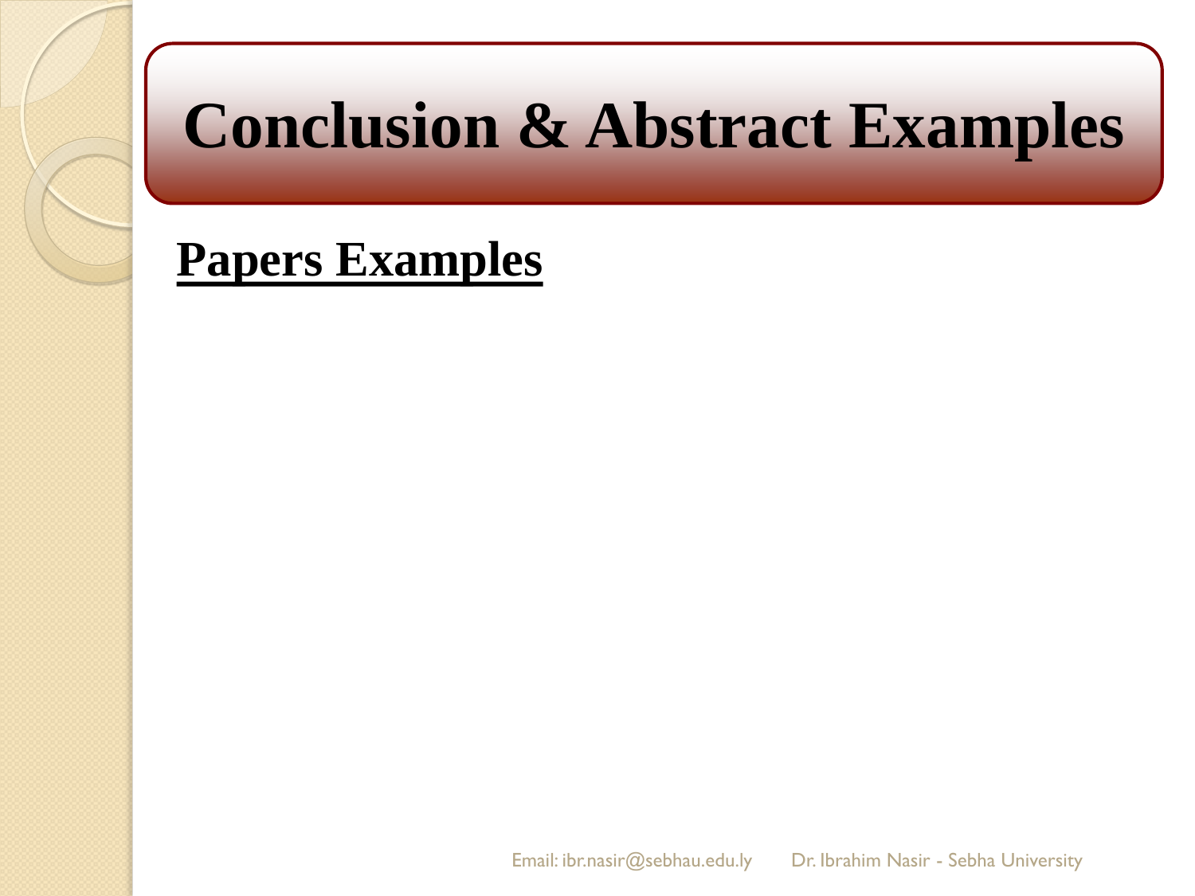# Conclusion & Abstract Examples

**<u>Papers Examples</u>**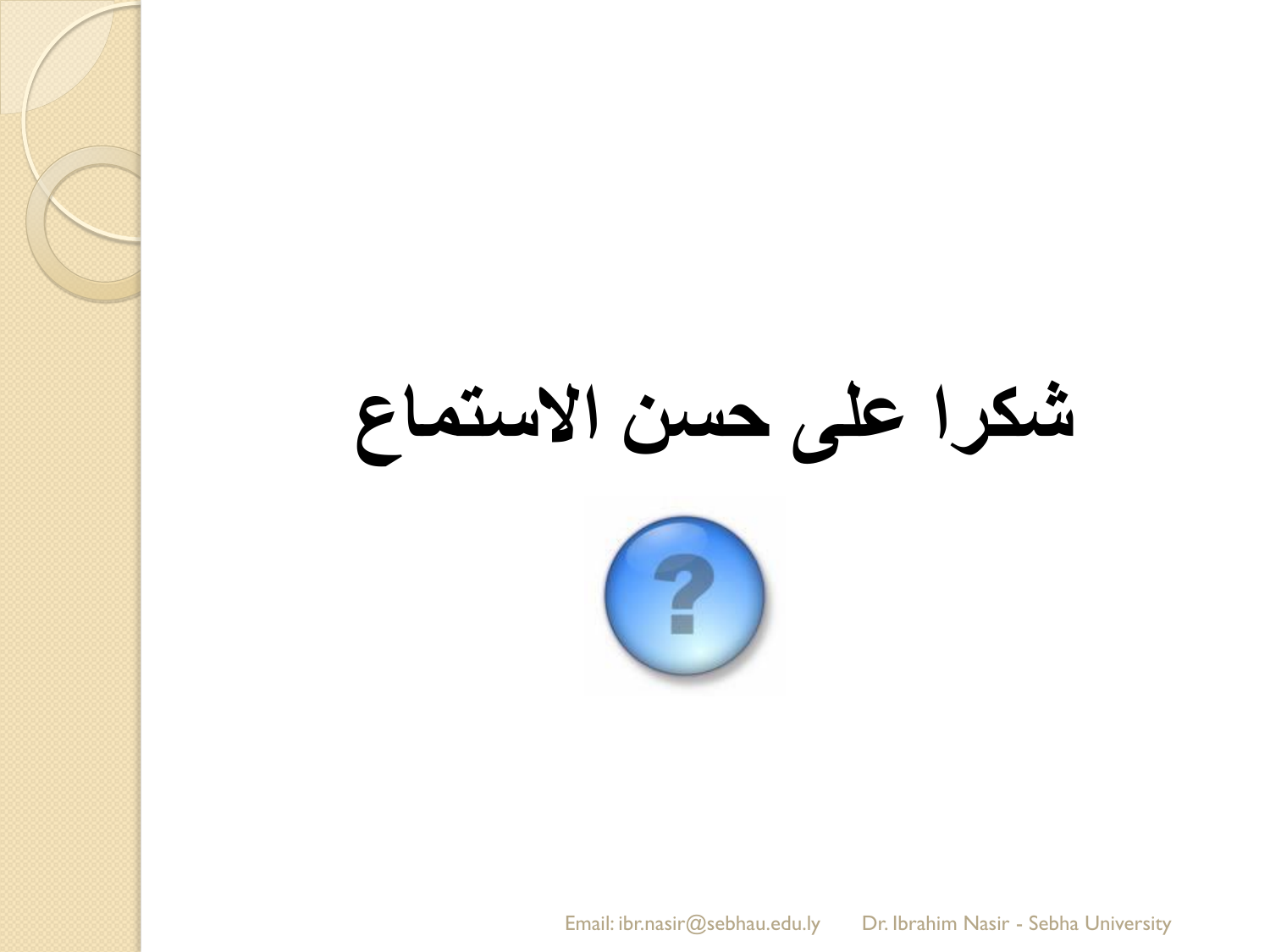# شكرا على حسن الاستماع